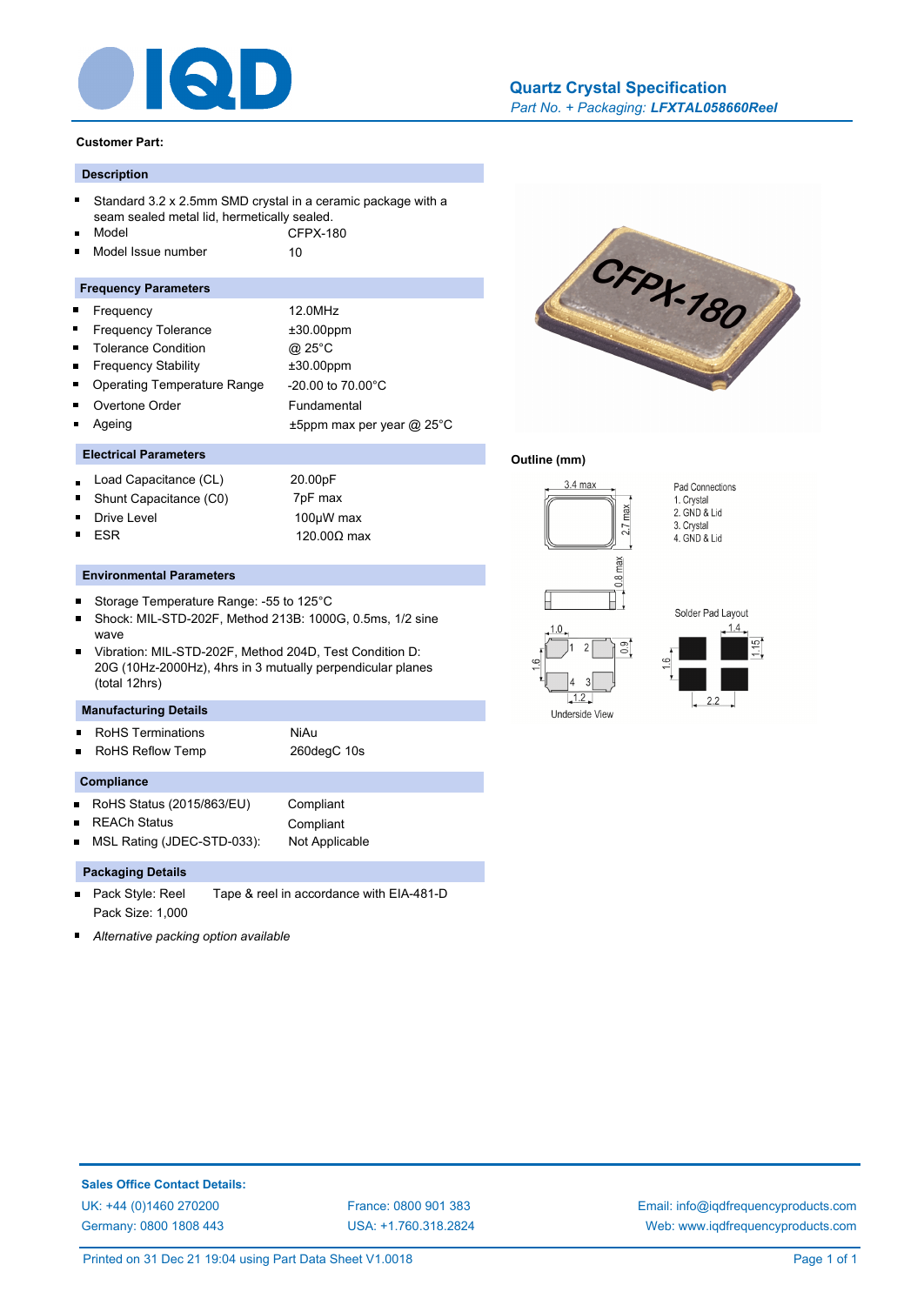# Quartz Crystal Specification

*Part No. + Packaging:* ***LFXTAL058660Reel***

**Customer Part:**

## Description

- Standard 3.2 x 2.5mm SMD crystal in a ceramic package with a seam sealed metal lid, hermetically sealed.
- Model: CFPX-180
- Model Issue number: 10

## Frequency Parameters

| | |
|---|---|
| Frequency | 12.0MHz |
| Frequency Tolerance | ±30.00ppm |
| Tolerance Condition | @ 25°C |
| Frequency Stability | ±30.00ppm |
| Operating Temperature Range | -20.00 to 70.00°C |
| Overtone Order | Fundamental |
| Ageing | ±5ppm max per year @ 25°C |

## Electrical Parameters

| | |
|---|---|
| Load Capacitance (CL) | 20.00pF |
| Shunt Capacitance (C0) | 7pF max |
| Drive Level | 100µW max |
| ESR | 120.00Ω max |

## Environmental Parameters

- Storage Temperature Range: -55 to 125°C
- Shock: MIL-STD-202F, Method 213B: 1000G, 0.5ms, 1/2 sine wave
- Vibration: MIL-STD-202F, Method 204D, Test Condition D: 20G (10Hz-2000Hz), 4hrs in 3 mutually perpendicular planes (total 12hrs)

## Manufacturing Details

| | |
|---|---|
| RoHS Terminations | NiAu |
| RoHS Reflow Temp | 260degC 10s |

## Compliance

| | |
|---|---|
| RoHS Status (2015/863/EU) | Compliant |
| REACh Status | Compliant |
| MSL Rating (JDEC-STD-033): | Not Applicable |

## Packaging Details

- Pack Style: Reel — Tape & reel in accordance with EIA-481-D
  Pack Size: 1,000
- *Alternative packing option available*

## Outline (mm)

Pad Connections
1. Crystal
2. GND & Lid
3. Crystal
4. GND & Lid

Solder Pad Layout

Underside View

**Sales Office Contact Details:**

UK: +44 (0)1460 270200
Germany: 0800 1808 443
France: 0800 901 383
USA: +1.760.318.2824
Email: info@iqdfrequencyproducts.com
Web: www.iqdfrequencyproducts.com

Printed on 31 Dec 21 19:04 using Part Data Sheet V1.0018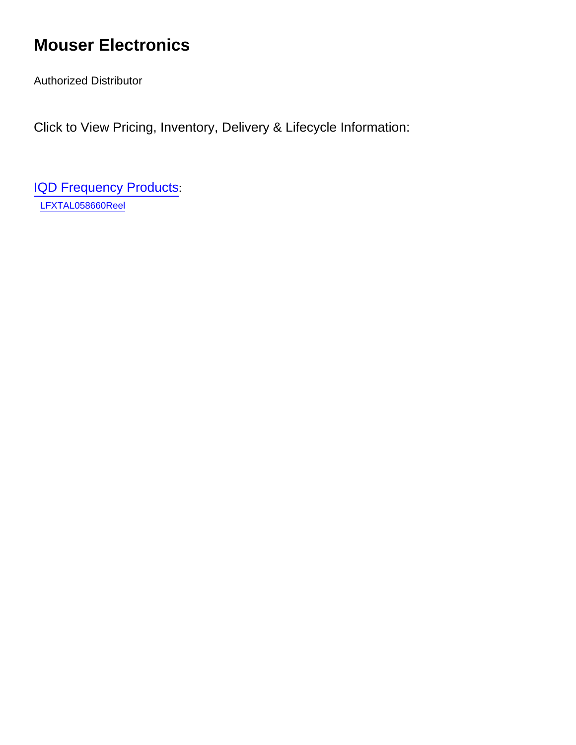# Mouser Electronics

Authorized Distributor

Click to View Pricing, Inventory, Delivery & Lifecycle Information:

IQD Frequency Products:

LFXTAL058660Reel